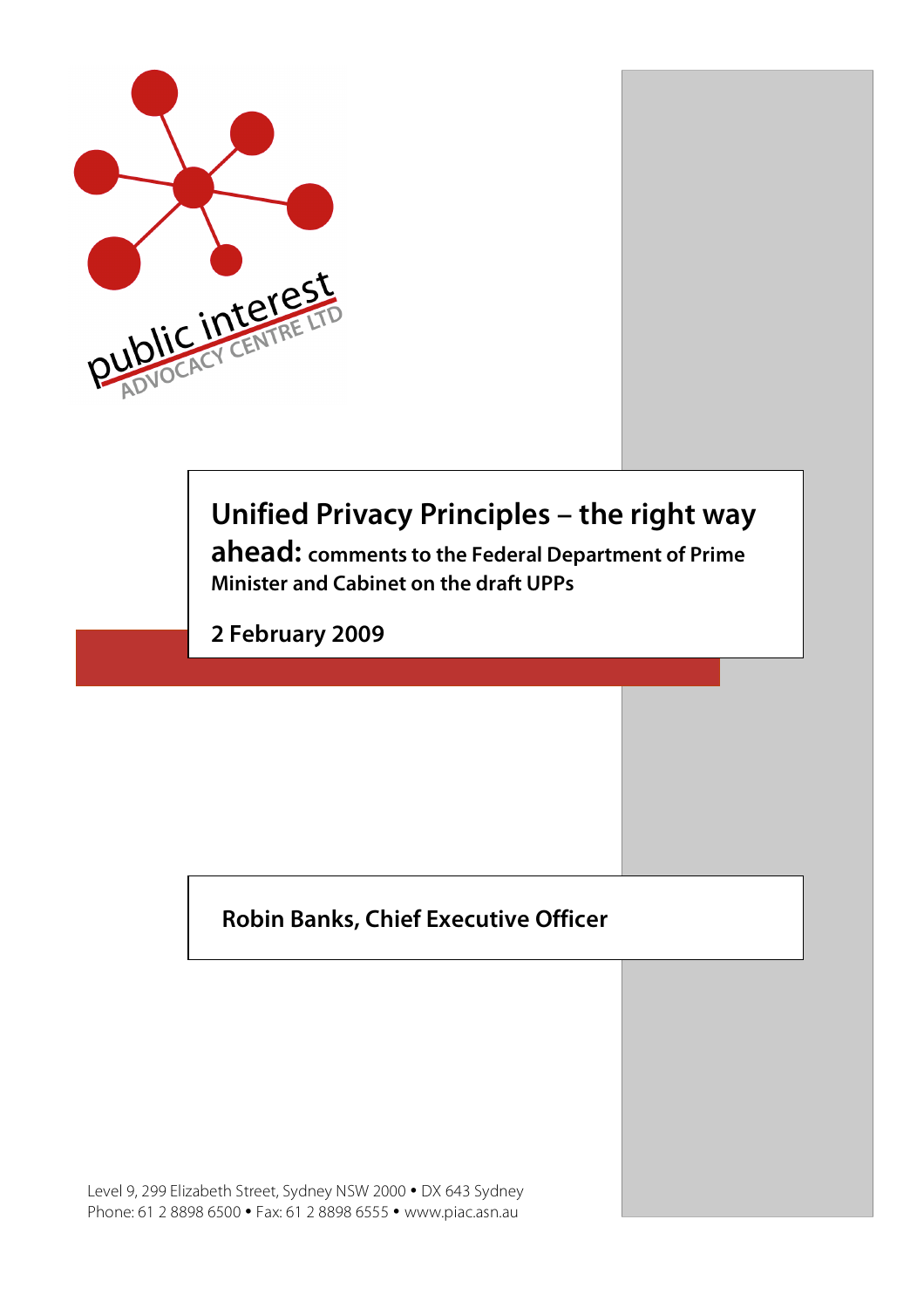public interest ADVOCACY CENTRE LTD

# Unified Privacy Principles – the right way ahead: comments to the Federal Department of Prime Minister and Cabinet on the draft UPPs

**2 February 2009**

**Robin Banks, Chief Executive Officer**

Level 9, 299 Elizabeth Street, Sydney NSW 2000 • DX 643 Sydney
Phone: 61 2 8898 6500 • Fax: 61 2 8898 6555 • www.piac.asn.au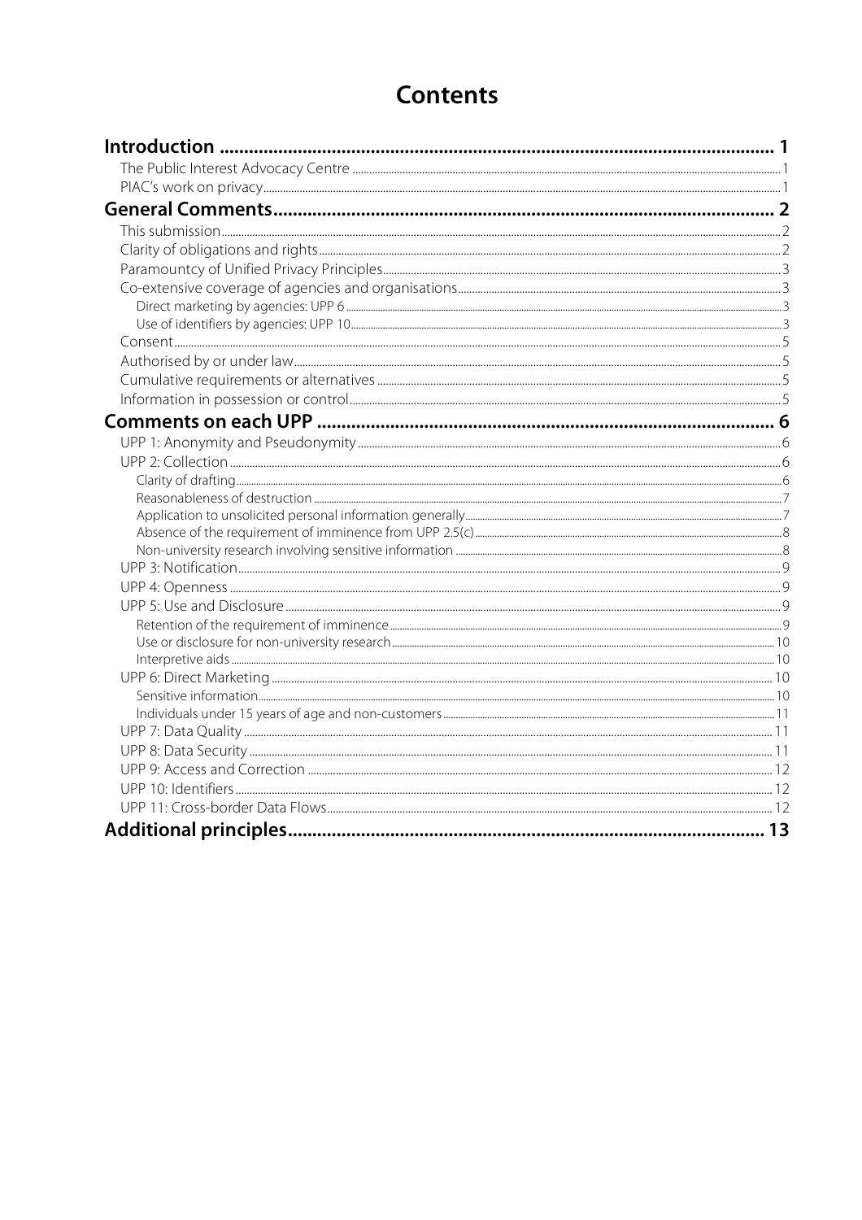# Contents

| | |
|---|---|
| **Introduction** | **1** |
| The Public Interest Advocacy Centre | 1 |
| PIAC's work on privacy | 1 |
| **General Comments** | **2** |
| This submission | 2 |
| Clarity of obligations and rights | 2 |
| Paramountcy of Unified Privacy Principles | 3 |
| Co-extensive coverage of agencies and organisations | 3 |
| Direct marketing by agencies: UPP 6 | 3 |
| Use of identifiers by agencies: UPP 10 | 3 |
| Consent | 5 |
| Authorised by or under law | 5 |
| Cumulative requirements or alternatives | 5 |
| Information in possession or control | 5 |
| **Comments on each UPP** | **6** |
| UPP 1: Anonymity and Pseudonymity | 6 |
| UPP 2: Collection | 6 |
| Clarity of drafting | 6 |
| Reasonableness of destruction | 7 |
| Application to unsolicited personal information generally | 7 |
| Absence of the requirement of imminence from UPP 2.5(c) | 8 |
| Non-university research involving sensitive information | 8 |
| UPP 3: Notification | 9 |
| UPP 4: Openness | 9 |
| UPP 5: Use and Disclosure | 9 |
| Retention of the requirement of imminence | 9 |
| Use or disclosure for non-university research | 10 |
| Interpretive aids | 10 |
| UPP 6: Direct Marketing | 10 |
| Sensitive information | 10 |
| Individuals under 15 years of age and non-customers | 11 |
| UPP 7: Data Quality | 11 |
| UPP 8: Data Security | 11 |
| UPP 9: Access and Correction | 12 |
| UPP 10: Identifiers | 12 |
| UPP 11: Cross-border Data Flows | 12 |
| **Additional principles** | **13** |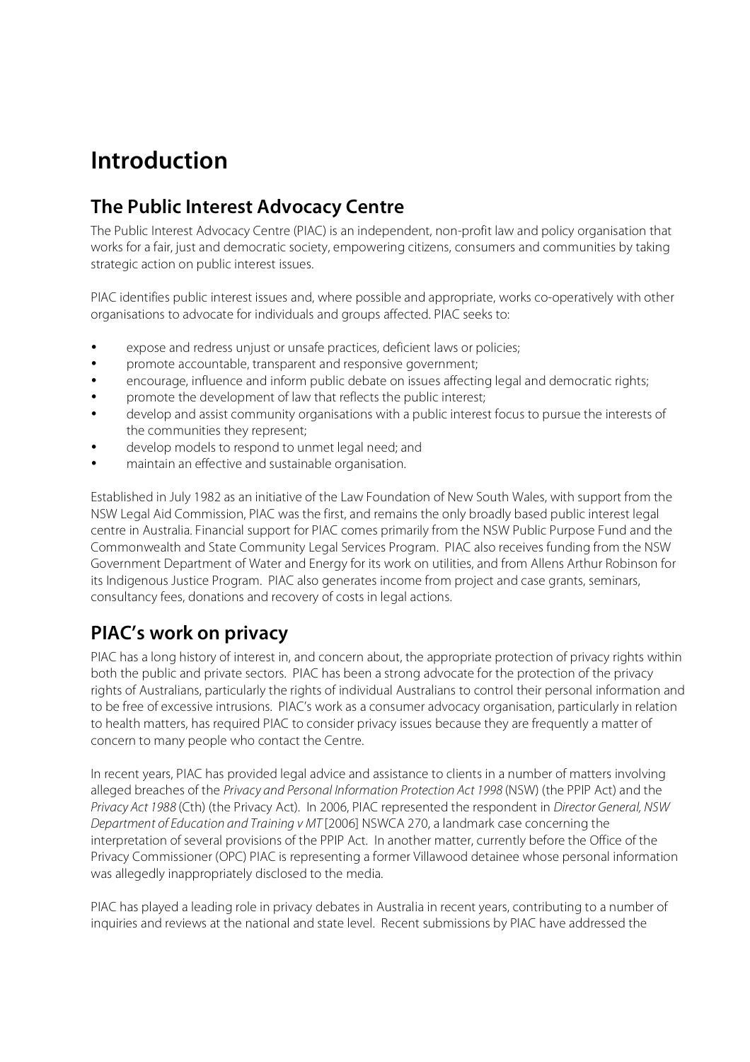# Introduction

## The Public Interest Advocacy Centre

The Public Interest Advocacy Centre (PIAC) is an independent, non-profit law and policy organisation that works for a fair, just and democratic society, empowering citizens, consumers and communities by taking strategic action on public interest issues.

PIAC identifies public interest issues and, where possible and appropriate, works co-operatively with other organisations to advocate for individuals and groups affected. PIAC seeks to:

- expose and redress unjust or unsafe practices, deficient laws or policies;
- promote accountable, transparent and responsive government;
- encourage, influence and inform public debate on issues affecting legal and democratic rights;
- promote the development of law that reflects the public interest;
- develop and assist community organisations with a public interest focus to pursue the interests of the communities they represent;
- develop models to respond to unmet legal need; and
- maintain an effective and sustainable organisation.

Established in July 1982 as an initiative of the Law Foundation of New South Wales, with support from the NSW Legal Aid Commission, PIAC was the first, and remains the only broadly based public interest legal centre in Australia. Financial support for PIAC comes primarily from the NSW Public Purpose Fund and the Commonwealth and State Community Legal Services Program. PIAC also receives funding from the NSW Government Department of Water and Energy for its work on utilities, and from Allens Arthur Robinson for its Indigenous Justice Program. PIAC also generates income from project and case grants, seminars, consultancy fees, donations and recovery of costs in legal actions.

## PIAC's work on privacy

PIAC has a long history of interest in, and concern about, the appropriate protection of privacy rights within both the public and private sectors. PIAC has been a strong advocate for the protection of the privacy rights of Australians, particularly the rights of individual Australians to control their personal information and to be free of excessive intrusions. PIAC's work as a consumer advocacy organisation, particularly in relation to health matters, has required PIAC to consider privacy issues because they are frequently a matter of concern to many people who contact the Centre.

In recent years, PIAC has provided legal advice and assistance to clients in a number of matters involving alleged breaches of the *Privacy and Personal Information Protection Act 1998* (NSW) (the PPIP Act) and the *Privacy Act 1988* (Cth) (the Privacy Act). In 2006, PIAC represented the respondent in *Director General, NSW Department of Education and Training v MT* [2006] NSWCA 270, a landmark case concerning the interpretation of several provisions of the PPIP Act. In another matter, currently before the Office of the Privacy Commissioner (OPC) PIAC is representing a former Villawood detainee whose personal information was allegedly inappropriately disclosed to the media.

PIAC has played a leading role in privacy debates in Australia in recent years, contributing to a number of inquiries and reviews at the national and state level. Recent submissions by PIAC have addressed the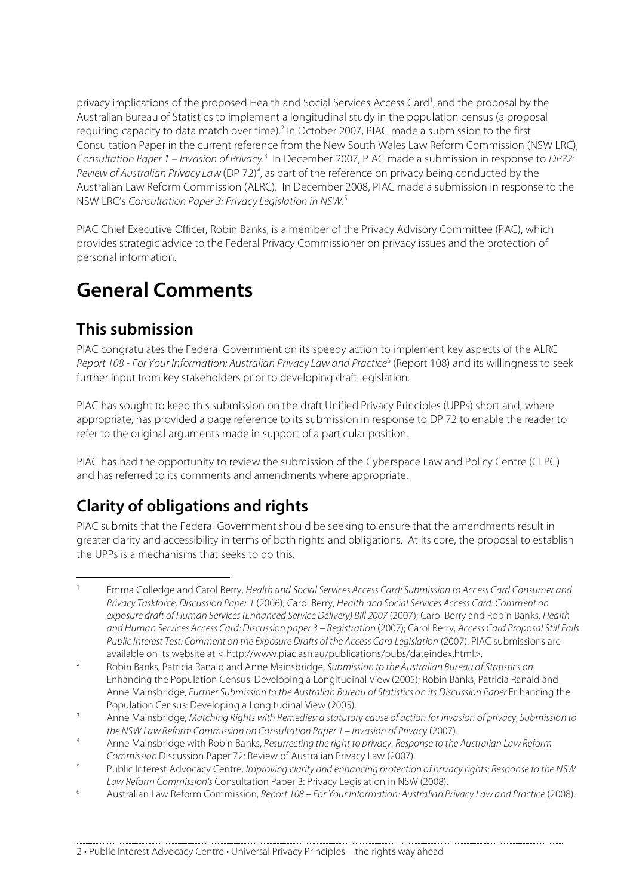privacy implications of the proposed Health and Social Services Access Card[1], and the proposal by the Australian Bureau of Statistics to implement a longitudinal study in the population census (a proposal requiring capacity to data match over time).[2] In October 2007, PIAC made a submission to the first Consultation Paper in the current reference from the New South Wales Law Reform Commission (NSW LRC), *Consultation Paper 1 – Invasion of Privacy*.[3] In December 2007, PIAC made a submission in response to *DP72: Review of Australian Privacy Law* (DP 72)[4], as part of the reference on privacy being conducted by the Australian Law Reform Commission (ALRC). In December 2008, PIAC made a submission in response to the NSW LRC's *Consultation Paper 3: Privacy Legislation in NSW*.[5]

PIAC Chief Executive Officer, Robin Banks, is a member of the Privacy Advisory Committee (PAC), which provides strategic advice to the Federal Privacy Commissioner on privacy issues and the protection of personal information.

# General Comments

## This submission

PIAC congratulates the Federal Government on its speedy action to implement key aspects of the ALRC *Report 108 - For Your Information: Australian Privacy Law and Practice*[6] (Report 108) and its willingness to seek further input from key stakeholders prior to developing draft legislation.

PIAC has sought to keep this submission on the draft Unified Privacy Principles (UPPs) short and, where appropriate, has provided a page reference to its submission in response to DP 72 to enable the reader to refer to the original arguments made in support of a particular position.

PIAC has had the opportunity to review the submission of the Cyberspace Law and Policy Centre (CLPC) and has referred to its comments and amendments where appropriate.

## Clarity of obligations and rights

PIAC submits that the Federal Government should be seeking to ensure that the amendments result in greater clarity and accessibility in terms of both rights and obligations. At its core, the proposal to establish the UPPs is a mechanisms that seeks to do this.

---

[1] Emma Golledge and Carol Berry, *Health and Social Services Access Card: Submission to Access Card Consumer and Privacy Taskforce, Discussion Paper 1* (2006); Carol Berry, *Health and Social Services Access Card: Comment on exposure draft of Human Services (Enhanced Service Delivery) Bill 2007* (2007); Carol Berry and Robin Banks, *Health and Human Services Access Card: Discussion paper 3 – Registration* (2007); Carol Berry, *Access Card Proposal Still Fails Public Interest Test: Comment on the Exposure Drafts of the Access Card Legislation* (2007). PIAC submissions are available on its website at < http://www.piac.asn.au/publications/pubs/dateindex.html>.

[2] Robin Banks, Patricia Ranald and Anne Mainsbridge, *Submission to the Australian Bureau of Statistics on* Enhancing the Population Census: Developing a Longitudinal View (2005); Robin Banks, Patricia Ranald and Anne Mainsbridge, *Further Submission to the Australian Bureau of Statistics on its Discussion Paper* Enhancing the Population Census: Developing a Longitudinal View (2005).

[3] Anne Mainsbridge, *Matching Rights with Remedies: a statutory cause of action for invasion of privacy, Submission to the NSW Law Reform Commission on Consultation Paper 1 – Invasion of Privacy* (2007).

[4] Anne Mainsbridge with Robin Banks, *Resurrecting the right to privacy. Response to the Australian Law Reform Commission* Discussion Paper 72: Review of Australian Privacy Law (2007).

[5] Public Interest Advocacy Centre, *Improving clarity and enhancing protection of privacy rights: Response to the NSW Law Reform Commission's* Consultation Paper 3: Privacy Legislation in NSW (2008).

[6] Australian Law Reform Commission, *Report 108 – For Your Information: Australian Privacy Law and Practice* (2008).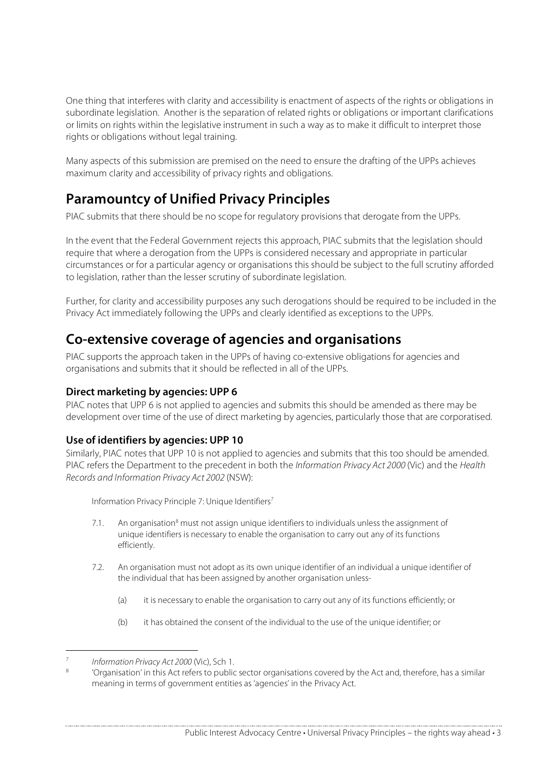One thing that interferes with clarity and accessibility is enactment of aspects of the rights or obligations in subordinate legislation. Another is the separation of related rights or obligations or important clarifications or limits on rights within the legislative instrument in such a way as to make it difficult to interpret those rights or obligations without legal training.

Many aspects of this submission are premised on the need to ensure the drafting of the UPPs achieves maximum clarity and accessibility of privacy rights and obligations.

## Paramountcy of Unified Privacy Principles

PIAC submits that there should be no scope for regulatory provisions that derogate from the UPPs.

In the event that the Federal Government rejects this approach, PIAC submits that the legislation should require that where a derogation from the UPPs is considered necessary and appropriate in particular circumstances or for a particular agency or organisations this should be subject to the full scrutiny afforded to legislation, rather than the lesser scrutiny of subordinate legislation.

Further, for clarity and accessibility purposes any such derogations should be required to be included in the Privacy Act immediately following the UPPs and clearly identified as exceptions to the UPPs.

## Co-extensive coverage of agencies and organisations

PIAC supports the approach taken in the UPPs of having co-extensive obligations for agencies and organisations and submits that it should be reflected in all of the UPPs.

### Direct marketing by agencies: UPP 6

PIAC notes that UPP 6 is not applied to agencies and submits this should be amended as there may be development over time of the use of direct marketing by agencies, particularly those that are corporatised.

### Use of identifiers by agencies: UPP 10

Similarly, PIAC notes that UPP 10 is not applied to agencies and submits that this too should be amended. PIAC refers the Department to the precedent in both the *Information Privacy Act 2000* (Vic) and the *Health Records and Information Privacy Act 2002* (NSW):

> Information Privacy Principle 7: Unique Identifiers[7]
>
> 7.1. An organisation[8] must not assign unique identifiers to individuals unless the assignment of unique identifiers is necessary to enable the organisation to carry out any of its functions efficiently.
>
> 7.2. An organisation must not adopt as its own unique identifier of an individual a unique identifier of the individual that has been assigned by another organisation unless-
>
> (a) it is necessary to enable the organisation to carry out any of its functions efficiently; or
>
> (b) it has obtained the consent of the individual to the use of the unique identifier; or

---

[7] *Information Privacy Act 2000* (Vic), Sch 1.

[8] 'Organisation' in this Act refers to public sector organisations covered by the Act and, therefore, has a similar meaning in terms of government entities as 'agencies' in the Privacy Act.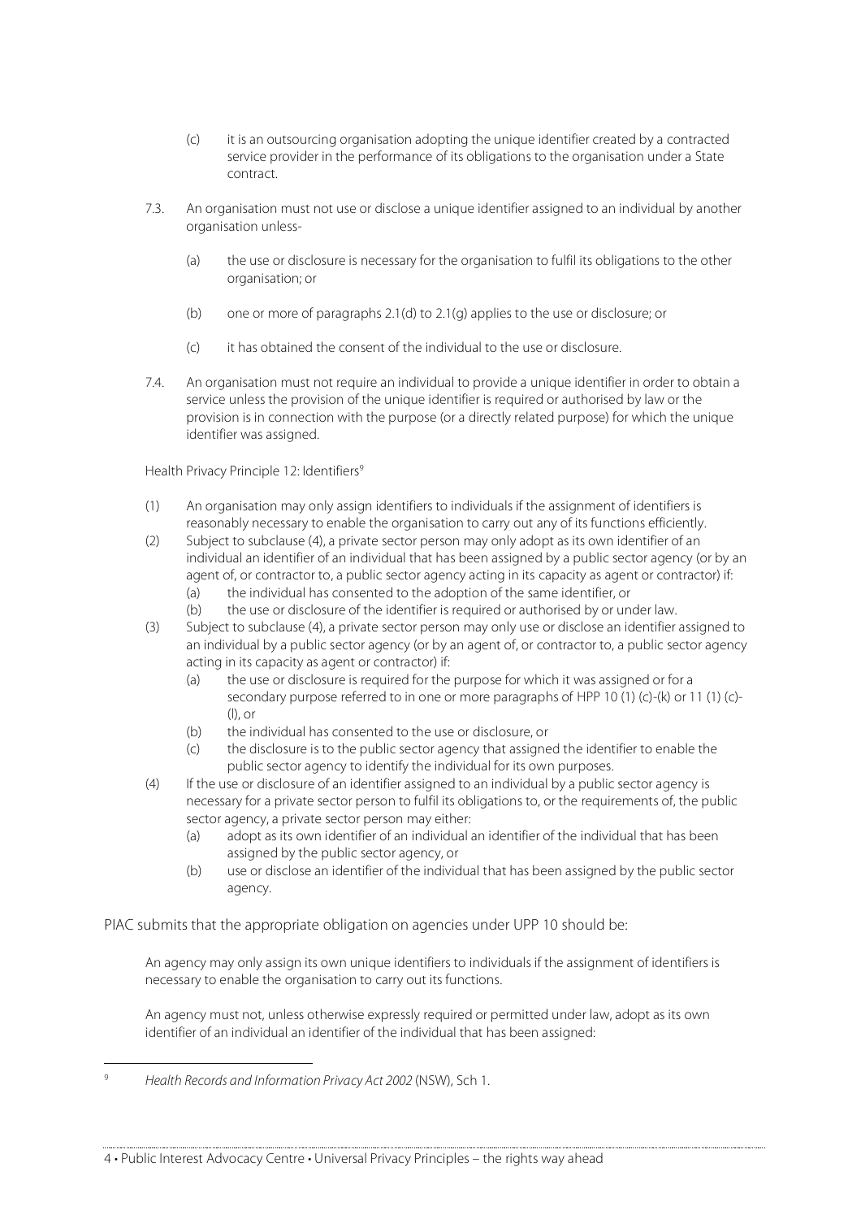(c) it is an outsourcing organisation adopting the unique identifier created by a contracted service provider in the performance of its obligations to the organisation under a State contract.

7.3. An organisation must not use or disclose a unique identifier assigned to an individual by another organisation unless-

(a) the use or disclosure is necessary for the organisation to fulfil its obligations to the other organisation; or

(b) one or more of paragraphs 2.1(d) to 2.1(g) applies to the use or disclosure; or

(c) it has obtained the consent of the individual to the use or disclosure.

7.4. An organisation must not require an individual to provide a unique identifier in order to obtain a service unless the provision of the unique identifier is required or authorised by law or the provision is in connection with the purpose (or a directly related purpose) for which the unique identifier was assigned.

Health Privacy Principle 12: Identifiers[9]

(1) An organisation may only assign identifiers to individuals if the assignment of identifiers is reasonably necessary to enable the organisation to carry out any of its functions efficiently.

(2) Subject to subclause (4), a private sector person may only adopt as its own identifier of an individual an identifier of an individual that has been assigned by a public sector agency (or by an agent of, or contractor to, a public sector agency acting in its capacity as agent or contractor) if:
  (a) the individual has consented to the adoption of the same identifier, or
  (b) the use or disclosure of the identifier is required or authorised by or under law.

(3) Subject to subclause (4), a private sector person may only use or disclose an identifier assigned to an individual by a public sector agency (or by an agent of, or contractor to, a public sector agency acting in its capacity as agent or contractor) if:
  (a) the use or disclosure is required for the purpose for which it was assigned or for a secondary purpose referred to in one or more paragraphs of HPP 10 (1) (c)-(k) or 11 (1) (c)-(l), or
  (b) the individual has consented to the use or disclosure, or
  (c) the disclosure is to the public sector agency that assigned the identifier to enable the public sector agency to identify the individual for its own purposes.

(4) If the use or disclosure of an identifier assigned to an individual by a public sector agency is necessary for a private sector person to fulfil its obligations to, or the requirements of, the public sector agency, a private sector person may either:
  (a) adopt as its own identifier of an individual an identifier of the individual that has been assigned by the public sector agency, or
  (b) use or disclose an identifier of the individual that has been assigned by the public sector agency.

PIAC submits that the appropriate obligation on agencies under UPP 10 should be:

> An agency may only assign its own unique identifiers to individuals if the assignment of identifiers is necessary to enable the organisation to carry out its functions.
>
> An agency must not, unless otherwise expressly required or permitted under law, adopt as its own identifier of an individual an identifier of the individual that has been assigned:

---

[9] *Health Records and Information Privacy Act 2002* (NSW), Sch 1.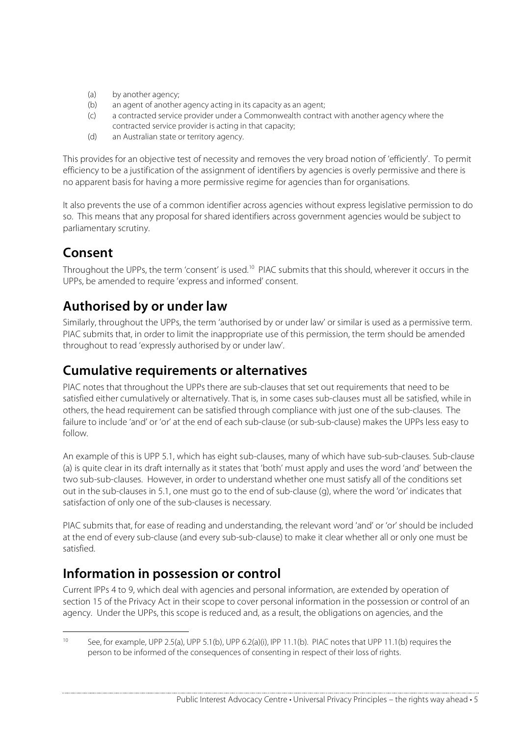(a) by another agency;
(b) an agent of another agency acting in its capacity as an agent;
(c) a contracted service provider under a Commonwealth contract with another agency where the contracted service provider is acting in that capacity;
(d) an Australian state or territory agency.

This provides for an objective test of necessity and removes the very broad notion of 'efficiently'. To permit efficiency to be a justification of the assignment of identifiers by agencies is overly permissive and there is no apparent basis for having a more permissive regime for agencies than for organisations.

It also prevents the use of a common identifier across agencies without express legislative permission to do so. This means that any proposal for shared identifiers across government agencies would be subject to parliamentary scrutiny.

## Consent

Throughout the UPPs, the term 'consent' is used.[10] PIAC submits that this should, wherever it occurs in the UPPs, be amended to require 'express and informed' consent.

## Authorised by or under law

Similarly, throughout the UPPs, the term 'authorised by or under law' or similar is used as a permissive term. PIAC submits that, in order to limit the inappropriate use of this permission, the term should be amended throughout to read 'expressly authorised by or under law'.

## Cumulative requirements or alternatives

PIAC notes that throughout the UPPs there are sub-clauses that set out requirements that need to be satisfied either cumulatively or alternatively. That is, in some cases sub-clauses must all be satisfied, while in others, the head requirement can be satisfied through compliance with just one of the sub-clauses. The failure to include 'and' or 'or' at the end of each sub-clause (or sub-sub-clause) makes the UPPs less easy to follow.

An example of this is UPP 5.1, which has eight sub-clauses, many of which have sub-sub-clauses. Sub-clause (a) is quite clear in its draft internally as it states that 'both' must apply and uses the word 'and' between the two sub-sub-clauses. However, in order to understand whether one must satisfy all of the conditions set out in the sub-clauses in 5.1, one must go to the end of sub-clause (g), where the word 'or' indicates that satisfaction of only one of the sub-clauses is necessary.

PIAC submits that, for ease of reading and understanding, the relevant word 'and' or 'or' should be included at the end of every sub-clause (and every sub-sub-clause) to make it clear whether all or only one must be satisfied.

## Information in possession or control

Current IPPs 4 to 9, which deal with agencies and personal information, are extended by operation of section 15 of the Privacy Act in their scope to cover personal information in the possession or control of an agency. Under the UPPs, this scope is reduced and, as a result, the obligations on agencies, and the

---

[10] See, for example, UPP 2.5(a), UPP 5.1(b), UPP 6.2(a)(i), IPP 11.1(b). PIAC notes that UPP 11.1(b) requires the person to be informed of the consequences of consenting in respect of their loss of rights.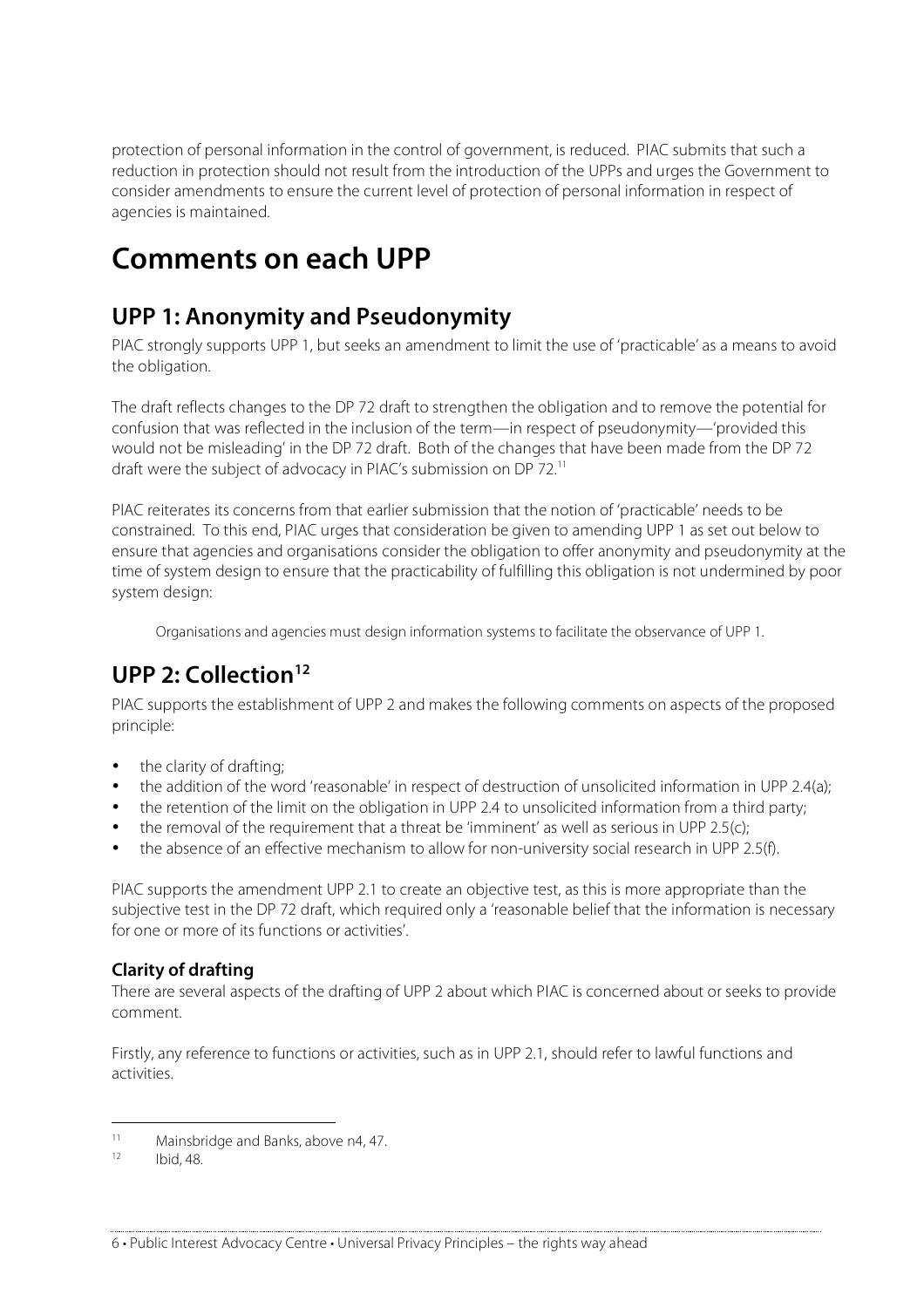protection of personal information in the control of government, is reduced. PIAC submits that such a reduction in protection should not result from the introduction of the UPPs and urges the Government to consider amendments to ensure the current level of protection of personal information in respect of agencies is maintained.

# Comments on each UPP

## UPP 1: Anonymity and Pseudonymity

PIAC strongly supports UPP 1, but seeks an amendment to limit the use of 'practicable' as a means to avoid the obligation.

The draft reflects changes to the DP 72 draft to strengthen the obligation and to remove the potential for confusion that was reflected in the inclusion of the term—in respect of pseudonymity—'provided this would not be misleading' in the DP 72 draft. Both of the changes that have been made from the DP 72 draft were the subject of advocacy in PIAC's submission on DP 72.[11]

PIAC reiterates its concerns from that earlier submission that the notion of 'practicable' needs to be constrained. To this end, PIAC urges that consideration be given to amending UPP 1 as set out below to ensure that agencies and organisations consider the obligation to offer anonymity and pseudonymity at the time of system design to ensure that the practicability of fulfilling this obligation is not undermined by poor system design:

> Organisations and agencies must design information systems to facilitate the observance of UPP 1.

## UPP 2: Collection[12]

PIAC supports the establishment of UPP 2 and makes the following comments on aspects of the proposed principle:

- the clarity of drafting;
- the addition of the word 'reasonable' in respect of destruction of unsolicited information in UPP 2.4(a);
- the retention of the limit on the obligation in UPP 2.4 to unsolicited information from a third party;
- the removal of the requirement that a threat be 'imminent' as well as serious in UPP 2.5(c);
- the absence of an effective mechanism to allow for non-university social research in UPP 2.5(f).

PIAC supports the amendment UPP 2.1 to create an objective test, as this is more appropriate than the subjective test in the DP 72 draft, which required only a 'reasonable belief that the information is necessary for one or more of its functions or activities'.

### Clarity of drafting

There are several aspects of the drafting of UPP 2 about which PIAC is concerned about or seeks to provide comment.

Firstly, any reference to functions or activities, such as in UPP 2.1, should refer to lawful functions and activities.

---

[11] Mainsbridge and Banks, above n4, 47.

[12] Ibid, 48.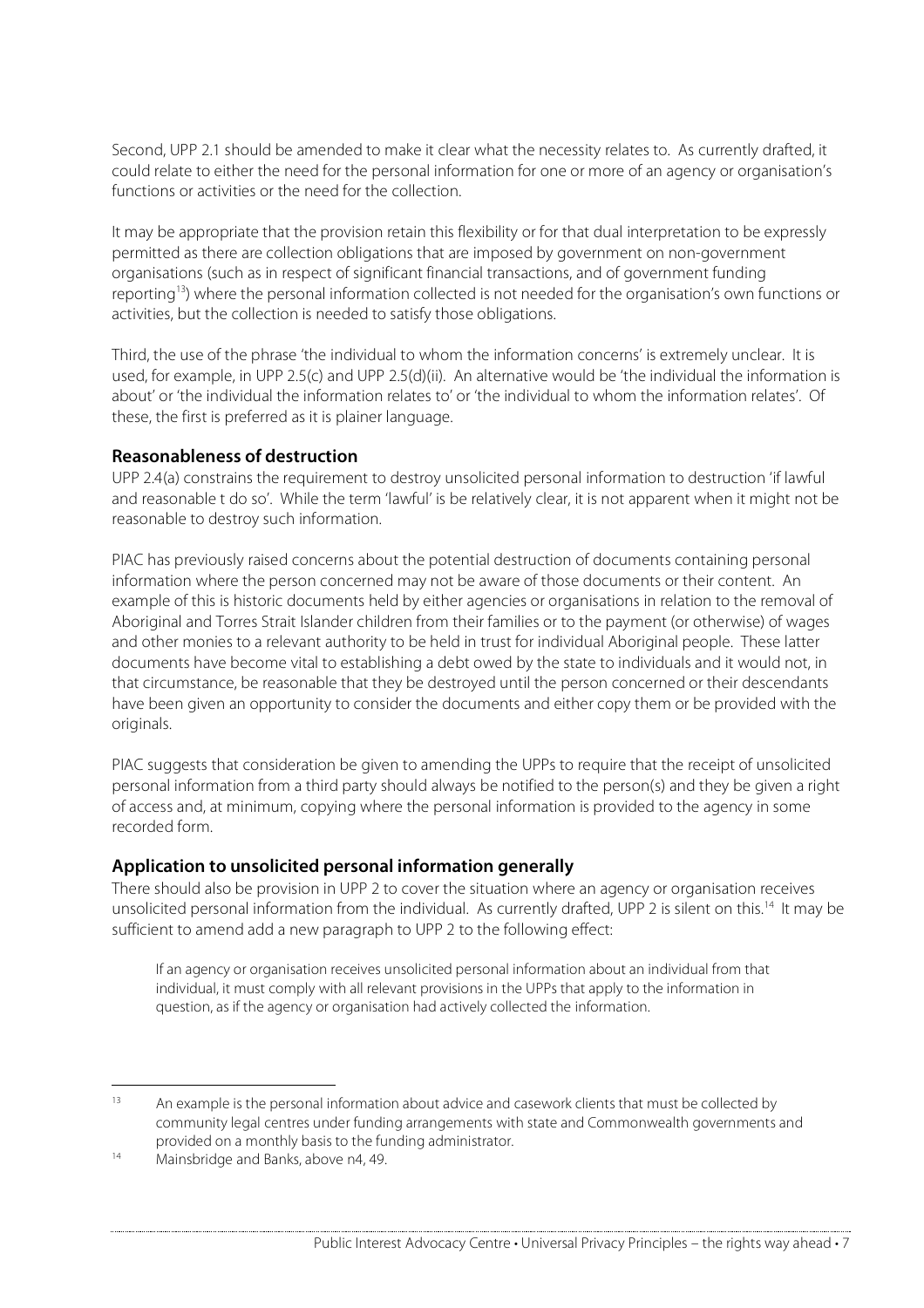Second, UPP 2.1 should be amended to make it clear what the necessity relates to. As currently drafted, it could relate to either the need for the personal information for one or more of an agency or organisation's functions or activities or the need for the collection.

It may be appropriate that the provision retain this flexibility or for that dual interpretation to be expressly permitted as there are collection obligations that are imposed by government on non-government organisations (such as in respect of significant financial transactions, and of government funding reporting[13]) where the personal information collected is not needed for the organisation's own functions or activities, but the collection is needed to satisfy those obligations.

Third, the use of the phrase 'the individual to whom the information concerns' is extremely unclear. It is used, for example, in UPP 2.5(c) and UPP 2.5(d)(ii). An alternative would be 'the individual the information is about' or 'the individual the information relates to' or 'the individual to whom the information relates'. Of these, the first is preferred as it is plainer language.

### Reasonableness of destruction

UPP 2.4(a) constrains the requirement to destroy unsolicited personal information to destruction 'if lawful and reasonable t do so'. While the term 'lawful' is be relatively clear, it is not apparent when it might not be reasonable to destroy such information.

PIAC has previously raised concerns about the potential destruction of documents containing personal information where the person concerned may not be aware of those documents or their content. An example of this is historic documents held by either agencies or organisations in relation to the removal of Aboriginal and Torres Strait Islander children from their families or to the payment (or otherwise) of wages and other monies to a relevant authority to be held in trust for individual Aboriginal people. These latter documents have become vital to establishing a debt owed by the state to individuals and it would not, in that circumstance, be reasonable that they be destroyed until the person concerned or their descendants have been given an opportunity to consider the documents and either copy them or be provided with the originals.

PIAC suggests that consideration be given to amending the UPPs to require that the receipt of unsolicited personal information from a third party should always be notified to the person(s) and they be given a right of access and, at minimum, copying where the personal information is provided to the agency in some recorded form.

### Application to unsolicited personal information generally

There should also be provision in UPP 2 to cover the situation where an agency or organisation receives unsolicited personal information from the individual. As currently drafted, UPP 2 is silent on this.[14] It may be sufficient to amend add a new paragraph to UPP 2 to the following effect:

> If an agency or organisation receives unsolicited personal information about an individual from that individual, it must comply with all relevant provisions in the UPPs that apply to the information in question, as if the agency or organisation had actively collected the information.

---

[13] An example is the personal information about advice and casework clients that must be collected by community legal centres under funding arrangements with state and Commonwealth governments and provided on a monthly basis to the funding administrator.

[14] Mainsbridge and Banks, above n4, 49.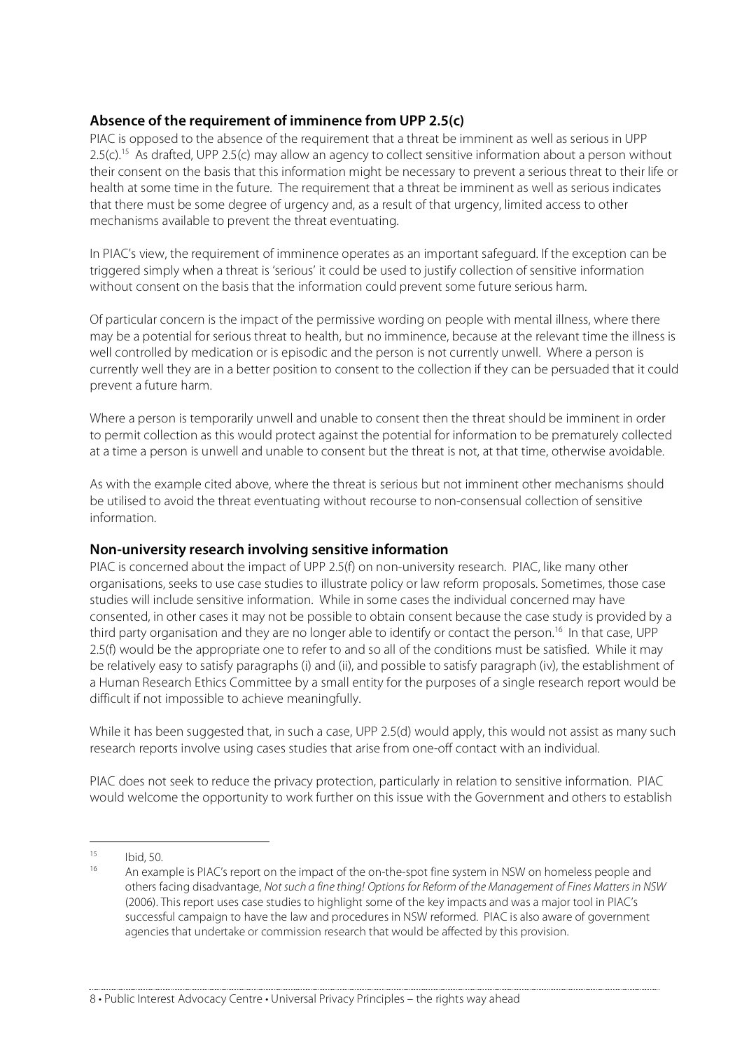## Absence of the requirement of imminence from UPP 2.5(c)

PIAC is opposed to the absence of the requirement that a threat be imminent as well as serious in UPP 2.5(c).[15] As drafted, UPP 2.5(c) may allow an agency to collect sensitive information about a person without their consent on the basis that this information might be necessary to prevent a serious threat to their life or health at some time in the future. The requirement that a threat be imminent as well as serious indicates that there must be some degree of urgency and, as a result of that urgency, limited access to other mechanisms available to prevent the threat eventuating.

In PIAC's view, the requirement of imminence operates as an important safeguard. If the exception can be triggered simply when a threat is 'serious' it could be used to justify collection of sensitive information without consent on the basis that the information could prevent some future serious harm.

Of particular concern is the impact of the permissive wording on people with mental illness, where there may be a potential for serious threat to health, but no imminence, because at the relevant time the illness is well controlled by medication or is episodic and the person is not currently unwell. Where a person is currently well they are in a better position to consent to the collection if they can be persuaded that it could prevent a future harm.

Where a person is temporarily unwell and unable to consent then the threat should be imminent in order to permit collection as this would protect against the potential for information to be prematurely collected at a time a person is unwell and unable to consent but the threat is not, at that time, otherwise avoidable.

As with the example cited above, where the threat is serious but not imminent other mechanisms should be utilised to avoid the threat eventuating without recourse to non-consensual collection of sensitive information.

## Non-university research involving sensitive information

PIAC is concerned about the impact of UPP 2.5(f) on non-university research. PIAC, like many other organisations, seeks to use case studies to illustrate policy or law reform proposals. Sometimes, those case studies will include sensitive information. While in some cases the individual concerned may have consented, in other cases it may not be possible to obtain consent because the case study is provided by a third party organisation and they are no longer able to identify or contact the person.[16] In that case, UPP 2.5(f) would be the appropriate one to refer to and so all of the conditions must be satisfied. While it may be relatively easy to satisfy paragraphs (i) and (ii), and possible to satisfy paragraph (iv), the establishment of a Human Research Ethics Committee by a small entity for the purposes of a single research report would be difficult if not impossible to achieve meaningfully.

While it has been suggested that, in such a case, UPP 2.5(d) would apply, this would not assist as many such research reports involve using cases studies that arise from one-off contact with an individual.

PIAC does not seek to reduce the privacy protection, particularly in relation to sensitive information. PIAC would welcome the opportunity to work further on this issue with the Government and others to establish

---

[15] Ibid, 50.

[16] An example is PIAC's report on the impact of the on-the-spot fine system in NSW on homeless people and others facing disadvantage, *Not such a fine thing! Options for Reform of the Management of Fines Matters in NSW* (2006). This report uses case studies to highlight some of the key impacts and was a major tool in PIAC's successful campaign to have the law and procedures in NSW reformed. PIAC is also aware of government agencies that undertake or commission research that would be affected by this provision.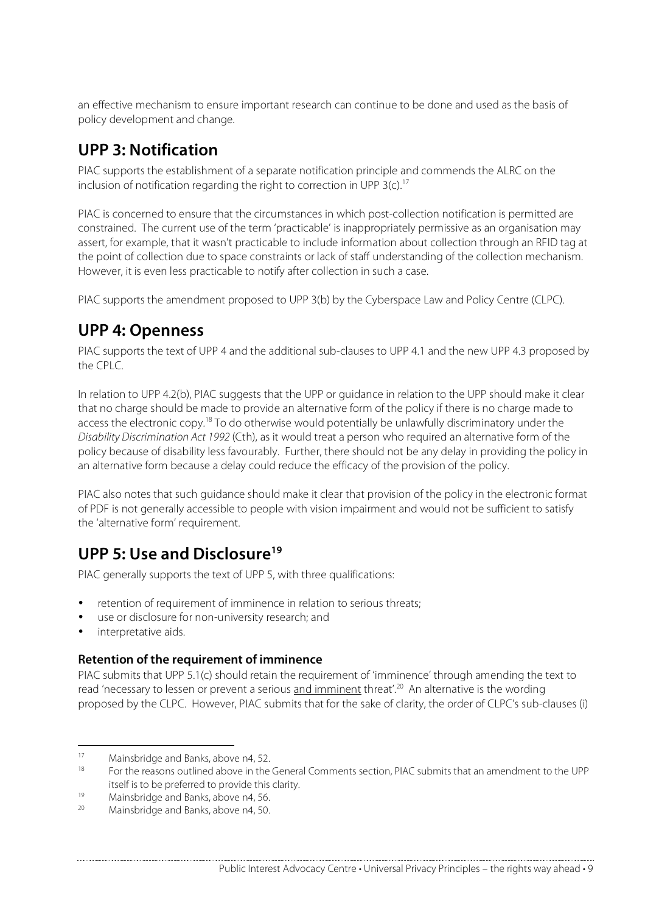an effective mechanism to ensure important research can continue to be done and used as the basis of policy development and change.

## UPP 3: Notification

PIAC supports the establishment of a separate notification principle and commends the ALRC on the inclusion of notification regarding the right to correction in UPP 3(c).[17]

PIAC is concerned to ensure that the circumstances in which post-collection notification is permitted are constrained. The current use of the term 'practicable' is inappropriately permissive as an organisation may assert, for example, that it wasn't practicable to include information about collection through an RFID tag at the point of collection due to space constraints or lack of staff understanding of the collection mechanism. However, it is even less practicable to notify after collection in such a case.

PIAC supports the amendment proposed to UPP 3(b) by the Cyberspace Law and Policy Centre (CLPC).

## UPP 4: Openness

PIAC supports the text of UPP 4 and the additional sub-clauses to UPP 4.1 and the new UPP 4.3 proposed by the CPLC.

In relation to UPP 4.2(b), PIAC suggests that the UPP or guidance in relation to the UPP should make it clear that no charge should be made to provide an alternative form of the policy if there is no charge made to access the electronic copy.[18] To do otherwise would potentially be unlawfully discriminatory under the *Disability Discrimination Act 1992* (Cth), as it would treat a person who required an alternative form of the policy because of disability less favourably. Further, there should not be any delay in providing the policy in an alternative form because a delay could reduce the efficacy of the provision of the policy.

PIAC also notes that such guidance should make it clear that provision of the policy in the electronic format of PDF is not generally accessible to people with vision impairment and would not be sufficient to satisfy the 'alternative form' requirement.

## UPP 5: Use and Disclosure[19]

PIAC generally supports the text of UPP 5, with three qualifications:

- retention of requirement of imminence in relation to serious threats;
- use or disclosure for non-university research; and
- interpretative aids.

### Retention of the requirement of imminence

PIAC submits that UPP 5.1(c) should retain the requirement of 'imminence' through amending the text to read 'necessary to lessen or prevent a serious <u>and imminent</u> threat'.[20] An alternative is the wording proposed by the CLPC. However, PIAC submits that for the sake of clarity, the order of CLPC's sub-clauses (i)

---

[17] Mainsbridge and Banks, above n4, 52.

[18] For the reasons outlined above in the General Comments section, PIAC submits that an amendment to the UPP itself is to be preferred to provide this clarity.

[19] Mainsbridge and Banks, above n4, 56.

[20] Mainsbridge and Banks, above n4, 50.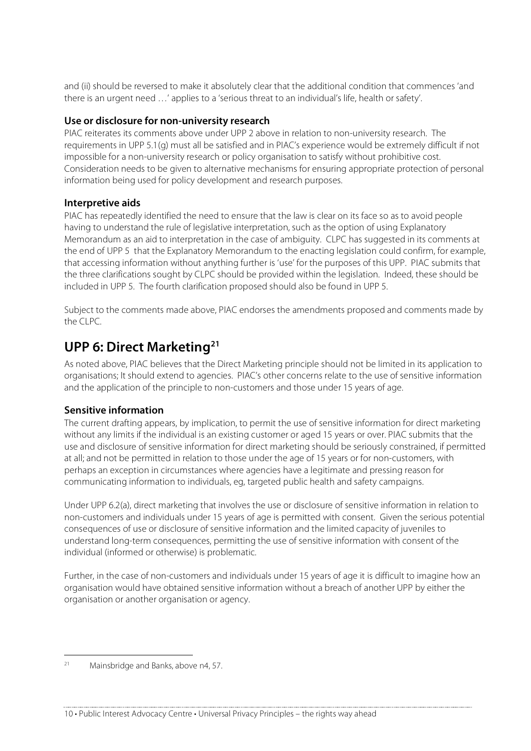and (ii) should be reversed to make it absolutely clear that the additional condition that commences 'and there is an urgent need …' applies to a 'serious threat to an individual's life, health or safety'.

### Use or disclosure for non-university research

PIAC reiterates its comments above under UPP 2 above in relation to non-university research. The requirements in UPP 5.1(g) must all be satisfied and in PIAC's experience would be extremely difficult if not impossible for a non-university research or policy organisation to satisfy without prohibitive cost. Consideration needs to be given to alternative mechanisms for ensuring appropriate protection of personal information being used for policy development and research purposes.

### Interpretive aids

PIAC has repeatedly identified the need to ensure that the law is clear on its face so as to avoid people having to understand the rule of legislative interpretation, such as the option of using Explanatory Memorandum as an aid to interpretation in the case of ambiguity. CLPC has suggested in its comments at the end of UPP 5 that the Explanatory Memorandum to the enacting legislation could confirm, for example, that accessing information without anything further is 'use' for the purposes of this UPP. PIAC submits that the three clarifications sought by CLPC should be provided within the legislation. Indeed, these should be included in UPP 5. The fourth clarification proposed should also be found in UPP 5.

Subject to the comments made above, PIAC endorses the amendments proposed and comments made by the CLPC.

## UPP 6: Direct Marketing[21]

As noted above, PIAC believes that the Direct Marketing principle should not be limited in its application to organisations; It should extend to agencies. PIAC's other concerns relate to the use of sensitive information and the application of the principle to non-customers and those under 15 years of age.

### Sensitive information

The current drafting appears, by implication, to permit the use of sensitive information for direct marketing without any limits if the individual is an existing customer or aged 15 years or over. PIAC submits that the use and disclosure of sensitive information for direct marketing should be seriously constrained, if permitted at all; and not be permitted in relation to those under the age of 15 years or for non-customers, with perhaps an exception in circumstances where agencies have a legitimate and pressing reason for communicating information to individuals, eg, targeted public health and safety campaigns.

Under UPP 6.2(a), direct marketing that involves the use or disclosure of sensitive information in relation to non-customers and individuals under 15 years of age is permitted with consent. Given the serious potential consequences of use or disclosure of sensitive information and the limited capacity of juveniles to understand long-term consequences, permitting the use of sensitive information with consent of the individual (informed or otherwise) is problematic.

Further, in the case of non-customers and individuals under 15 years of age it is difficult to imagine how an organisation would have obtained sensitive information without a breach of another UPP by either the organisation or another organisation or agency.

---

[21] Mainsbridge and Banks, above n4, 57.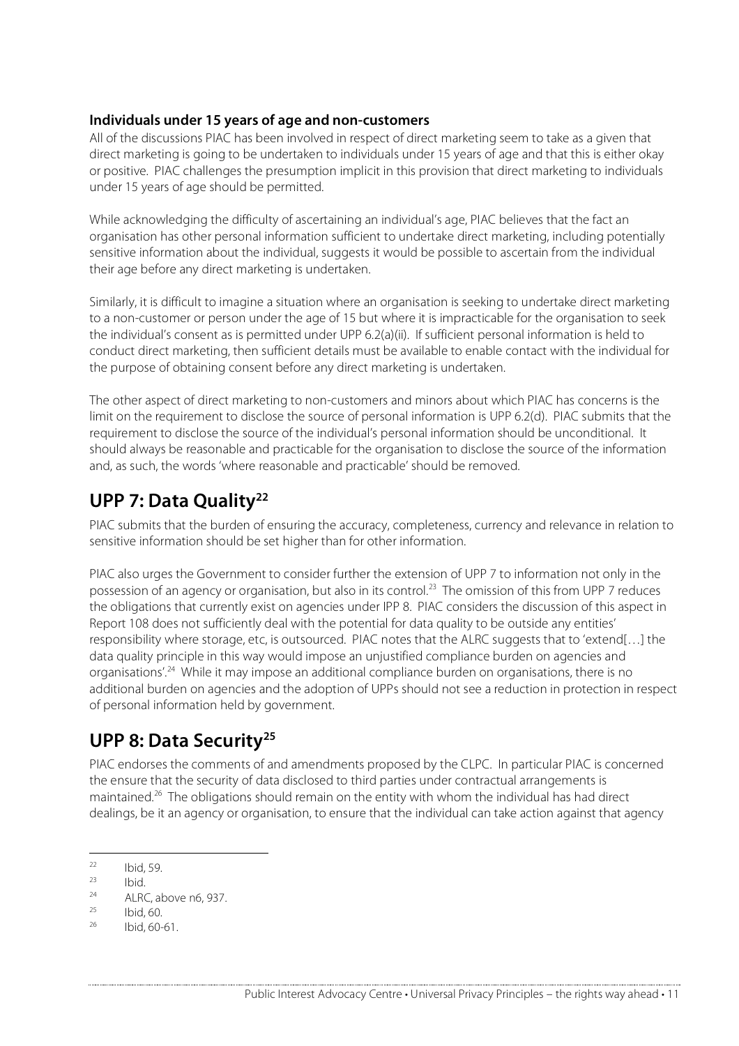### Individuals under 15 years of age and non-customers

All of the discussions PIAC has been involved in respect of direct marketing seem to take as a given that direct marketing is going to be undertaken to individuals under 15 years of age and that this is either okay or positive. PIAC challenges the presumption implicit in this provision that direct marketing to individuals under 15 years of age should be permitted.

While acknowledging the difficulty of ascertaining an individual's age, PIAC believes that the fact an organisation has other personal information sufficient to undertake direct marketing, including potentially sensitive information about the individual, suggests it would be possible to ascertain from the individual their age before any direct marketing is undertaken.

Similarly, it is difficult to imagine a situation where an organisation is seeking to undertake direct marketing to a non-customer or person under the age of 15 but where it is impracticable for the organisation to seek the individual's consent as is permitted under UPP 6.2(a)(ii). If sufficient personal information is held to conduct direct marketing, then sufficient details must be available to enable contact with the individual for the purpose of obtaining consent before any direct marketing is undertaken.

The other aspect of direct marketing to non-customers and minors about which PIAC has concerns is the limit on the requirement to disclose the source of personal information is UPP 6.2(d). PIAC submits that the requirement to disclose the source of the individual's personal information should be unconditional. It should always be reasonable and practicable for the organisation to disclose the source of the information and, as such, the words 'where reasonable and practicable' should be removed.

## UPP 7: Data Quality[22]

PIAC submits that the burden of ensuring the accuracy, completeness, currency and relevance in relation to sensitive information should be set higher than for other information.

PIAC also urges the Government to consider further the extension of UPP 7 to information not only in the possession of an agency or organisation, but also in its control.[23] The omission of this from UPP 7 reduces the obligations that currently exist on agencies under IPP 8. PIAC considers the discussion of this aspect in Report 108 does not sufficiently deal with the potential for data quality to be outside any entities' responsibility where storage, etc, is outsourced. PIAC notes that the ALRC suggests that to 'extend[…] the data quality principle in this way would impose an unjustified compliance burden on agencies and organisations'.[24] While it may impose an additional compliance burden on organisations, there is no additional burden on agencies and the adoption of UPPs should not see a reduction in protection in respect of personal information held by government.

## UPP 8: Data Security[25]

PIAC endorses the comments of and amendments proposed by the CLPC. In particular PIAC is concerned the ensure that the security of data disclosed to third parties under contractual arrangements is maintained.[26] The obligations should remain on the entity with whom the individual has had direct dealings, be it an agency or organisation, to ensure that the individual can take action against that agency

---

[22] Ibid, 59.

[23] Ibid.

[24] ALRC, above n6, 937.

[25] Ibid, 60.

[26] Ibid, 60-61.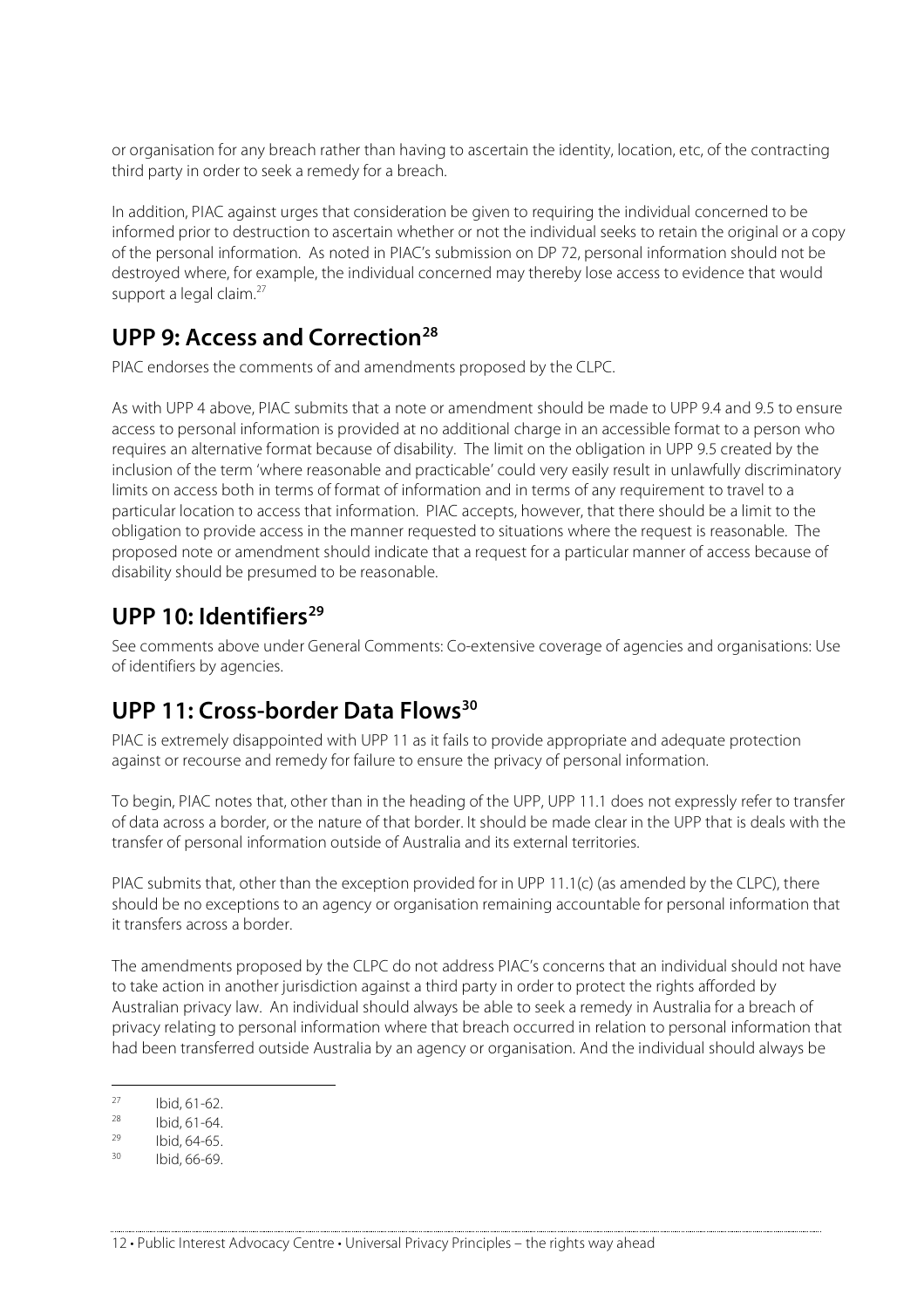or organisation for any breach rather than having to ascertain the identity, location, etc, of the contracting third party in order to seek a remedy for a breach.

In addition, PIAC against urges that consideration be given to requiring the individual concerned to be informed prior to destruction to ascertain whether or not the individual seeks to retain the original or a copy of the personal information. As noted in PIAC's submission on DP 72, personal information should not be destroyed where, for example, the individual concerned may thereby lose access to evidence that would support a legal claim.[27]

## UPP 9: Access and Correction[28]

PIAC endorses the comments of and amendments proposed by the CLPC.

As with UPP 4 above, PIAC submits that a note or amendment should be made to UPP 9.4 and 9.5 to ensure access to personal information is provided at no additional charge in an accessible format to a person who requires an alternative format because of disability. The limit on the obligation in UPP 9.5 created by the inclusion of the term 'where reasonable and practicable' could very easily result in unlawfully discriminatory limits on access both in terms of format of information and in terms of any requirement to travel to a particular location to access that information. PIAC accepts, however, that there should be a limit to the obligation to provide access in the manner requested to situations where the request is reasonable. The proposed note or amendment should indicate that a request for a particular manner of access because of disability should be presumed to be reasonable.

## UPP 10: Identifiers[29]

See comments above under General Comments: Co-extensive coverage of agencies and organisations: Use of identifiers by agencies.

## UPP 11: Cross-border Data Flows[30]

PIAC is extremely disappointed with UPP 11 as it fails to provide appropriate and adequate protection against or recourse and remedy for failure to ensure the privacy of personal information.

To begin, PIAC notes that, other than in the heading of the UPP, UPP 11.1 does not expressly refer to transfer of data across a border, or the nature of that border. It should be made clear in the UPP that is deals with the transfer of personal information outside of Australia and its external territories.

PIAC submits that, other than the exception provided for in UPP 11.1(c) (as amended by the CLPC), there should be no exceptions to an agency or organisation remaining accountable for personal information that it transfers across a border.

The amendments proposed by the CLPC do not address PIAC's concerns that an individual should not have to take action in another jurisdiction against a third party in order to protect the rights afforded by Australian privacy law. An individual should always be able to seek a remedy in Australia for a breach of privacy relating to personal information where that breach occurred in relation to personal information that had been transferred outside Australia by an agency or organisation. And the individual should always be

---

[27] Ibid, 61-62.

[28] Ibid, 61-64.

[29] Ibid, 64-65.

[30] Ibid, 66-69.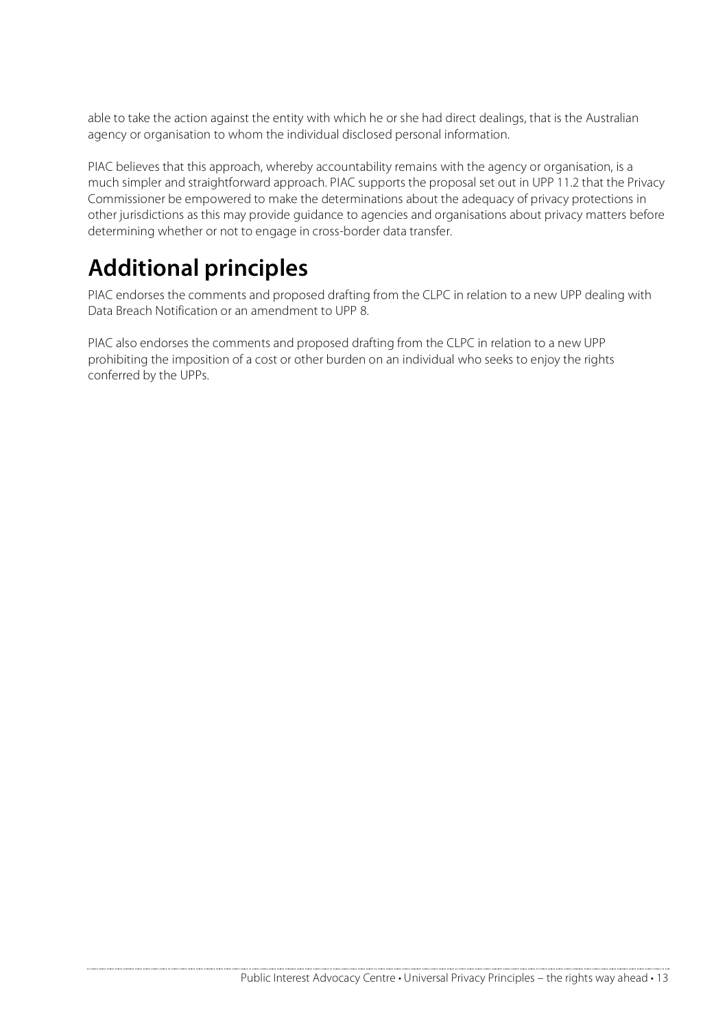able to take the action against the entity with which he or she had direct dealings, that is the Australian agency or organisation to whom the individual disclosed personal information.

PIAC believes that this approach, whereby accountability remains with the agency or organisation, is a much simpler and straightforward approach. PIAC supports the proposal set out in UPP 11.2 that the Privacy Commissioner be empowered to make the determinations about the adequacy of privacy protections in other jurisdictions as this may provide guidance to agencies and organisations about privacy matters before determining whether or not to engage in cross-border data transfer.

# Additional principles

PIAC endorses the comments and proposed drafting from the CLPC in relation to a new UPP dealing with Data Breach Notification or an amendment to UPP 8.

PIAC also endorses the comments and proposed drafting from the CLPC in relation to a new UPP prohibiting the imposition of a cost or other burden on an individual who seeks to enjoy the rights conferred by the UPPs.